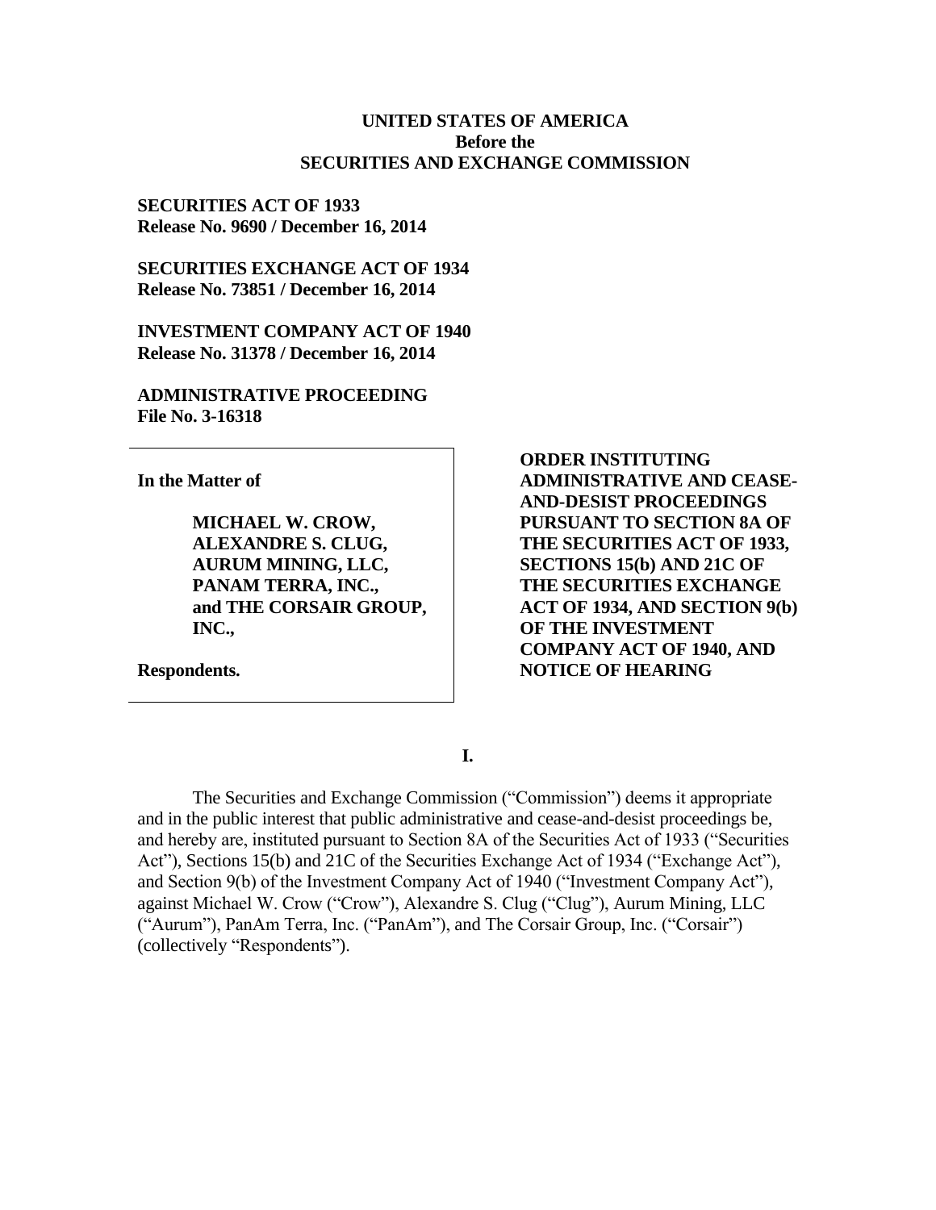**UNITED STATES OF AMERICA**
**Before the**
**SECURITIES AND EXCHANGE COMMISSION**

**SECURITIES ACT OF 1933**
**Release No. 9690 / December 16, 2014**

**SECURITIES EXCHANGE ACT OF 1934**
**Release No. 73851 / December 16, 2014**

**INVESTMENT COMPANY ACT OF 1940**
**Release No. 31378 / December 16, 2014**

**ADMINISTRATIVE PROCEEDING**
**File No. 3-16318**

**In the Matter of**

**MICHAEL W. CROW,**
**ALEXANDRE S. CLUG,**
**AURUM MINING, LLC,**
**PANAM TERRA, INC.,**
**and THE CORSAIR GROUP, INC.,**

**Respondents.**

**ORDER INSTITUTING ADMINISTRATIVE AND CEASE-AND-DESIST PROCEEDINGS PURSUANT TO SECTION 8A OF THE SECURITIES ACT OF 1933, SECTIONS 15(b) AND 21C OF THE SECURITIES EXCHANGE ACT OF 1934, AND SECTION 9(b) OF THE INVESTMENT COMPANY ACT OF 1940, AND NOTICE OF HEARING**

## I.

The Securities and Exchange Commission ("Commission") deems it appropriate and in the public interest that public administrative and cease-and-desist proceedings be, and hereby are, instituted pursuant to Section 8A of the Securities Act of 1933 ("Securities Act"), Sections 15(b) and 21C of the Securities Exchange Act of 1934 ("Exchange Act"), and Section 9(b) of the Investment Company Act of 1940 ("Investment Company Act"), against Michael W. Crow ("Crow"), Alexandre S. Clug ("Clug"), Aurum Mining, LLC ("Aurum"), PanAm Terra, Inc. ("PanAm"), and The Corsair Group, Inc. ("Corsair") (collectively "Respondents").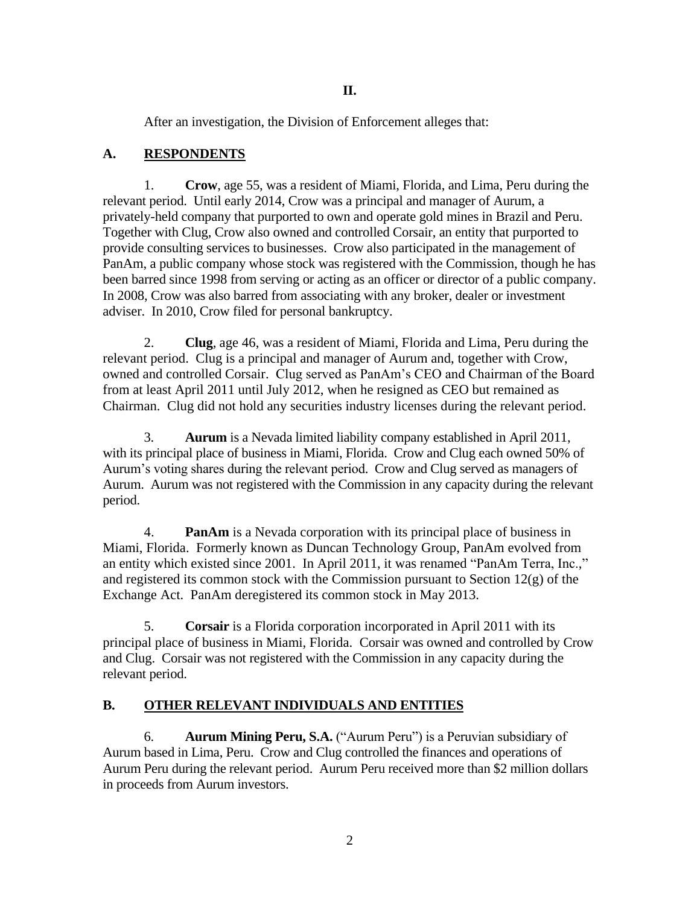## II.

After an investigation, the Division of Enforcement alleges that:

### A. RESPONDENTS

1. **Crow**, age 55, was a resident of Miami, Florida, and Lima, Peru during the relevant period. Until early 2014, Crow was a principal and manager of Aurum, a privately-held company that purported to own and operate gold mines in Brazil and Peru. Together with Clug, Crow also owned and controlled Corsair, an entity that purported to provide consulting services to businesses. Crow also participated in the management of PanAm, a public company whose stock was registered with the Commission, though he has been barred since 1998 from serving or acting as an officer or director of a public company. In 2008, Crow was also barred from associating with any broker, dealer or investment adviser. In 2010, Crow filed for personal bankruptcy.

2. **Clug**, age 46, was a resident of Miami, Florida and Lima, Peru during the relevant period. Clug is a principal and manager of Aurum and, together with Crow, owned and controlled Corsair. Clug served as PanAm's CEO and Chairman of the Board from at least April 2011 until July 2012, when he resigned as CEO but remained as Chairman. Clug did not hold any securities industry licenses during the relevant period.

3. **Aurum** is a Nevada limited liability company established in April 2011, with its principal place of business in Miami, Florida. Crow and Clug each owned 50% of Aurum's voting shares during the relevant period. Crow and Clug served as managers of Aurum. Aurum was not registered with the Commission in any capacity during the relevant period.

4. **PanAm** is a Nevada corporation with its principal place of business in Miami, Florida. Formerly known as Duncan Technology Group, PanAm evolved from an entity which existed since 2001. In April 2011, it was renamed "PanAm Terra, Inc.," and registered its common stock with the Commission pursuant to Section 12(g) of the Exchange Act. PanAm deregistered its common stock in May 2013.

5. **Corsair** is a Florida corporation incorporated in April 2011 with its principal place of business in Miami, Florida. Corsair was owned and controlled by Crow and Clug. Corsair was not registered with the Commission in any capacity during the relevant period.

### B. OTHER RELEVANT INDIVIDUALS AND ENTITIES

6. **Aurum Mining Peru, S.A.** ("Aurum Peru") is a Peruvian subsidiary of Aurum based in Lima, Peru. Crow and Clug controlled the finances and operations of Aurum Peru during the relevant period. Aurum Peru received more than $2 million dollars in proceeds from Aurum investors.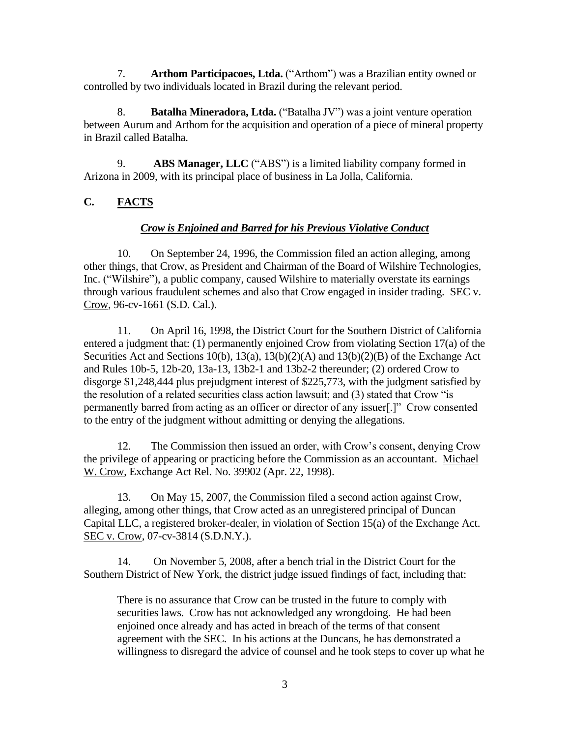7. **Arthom Participacoes, Ltda.** ("Arthom") was a Brazilian entity owned or controlled by two individuals located in Brazil during the relevant period.

8. **Batalha Mineradora, Ltda.** ("Batalha JV") was a joint venture operation between Aurum and Arthom for the acquisition and operation of a piece of mineral property in Brazil called Batalha.

9. **ABS Manager, LLC** ("ABS") is a limited liability company formed in Arizona in 2009, with its principal place of business in La Jolla, California.

## C. FACTS

### *Crow is Enjoined and Barred for his Previous Violative Conduct*

10. On September 24, 1996, the Commission filed an action alleging, among other things, that Crow, as President and Chairman of the Board of Wilshire Technologies, Inc. ("Wilshire"), a public company, caused Wilshire to materially overstate its earnings through various fraudulent schemes and also that Crow engaged in insider trading. SEC v. Crow, 96-cv-1661 (S.D. Cal.).

11. On April 16, 1998, the District Court for the Southern District of California entered a judgment that: (1) permanently enjoined Crow from violating Section 17(a) of the Securities Act and Sections 10(b), 13(a), 13(b)(2)(A) and 13(b)(2)(B) of the Exchange Act and Rules 10b-5, 12b-20, 13a-13, 13b2-1 and 13b2-2 thereunder; (2) ordered Crow to disgorge $1,248,444 plus prejudgment interest of $225,773, with the judgment satisfied by the resolution of a related securities class action lawsuit; and (3) stated that Crow "is permanently barred from acting as an officer or director of any issuer[.]" Crow consented to the entry of the judgment without admitting or denying the allegations.

12. The Commission then issued an order, with Crow's consent, denying Crow the privilege of appearing or practicing before the Commission as an accountant. Michael W. Crow, Exchange Act Rel. No. 39902 (Apr. 22, 1998).

13. On May 15, 2007, the Commission filed a second action against Crow, alleging, among other things, that Crow acted as an unregistered principal of Duncan Capital LLC, a registered broker-dealer, in violation of Section 15(a) of the Exchange Act. SEC v. Crow, 07-cv-3814 (S.D.N.Y.).

14. On November 5, 2008, after a bench trial in the District Court for the Southern District of New York, the district judge issued findings of fact, including that:

> There is no assurance that Crow can be trusted in the future to comply with securities laws. Crow has not acknowledged any wrongdoing. He had been enjoined once already and has acted in breach of the terms of that consent agreement with the SEC. In his actions at the Duncans, he has demonstrated a willingness to disregard the advice of counsel and he took steps to cover up what he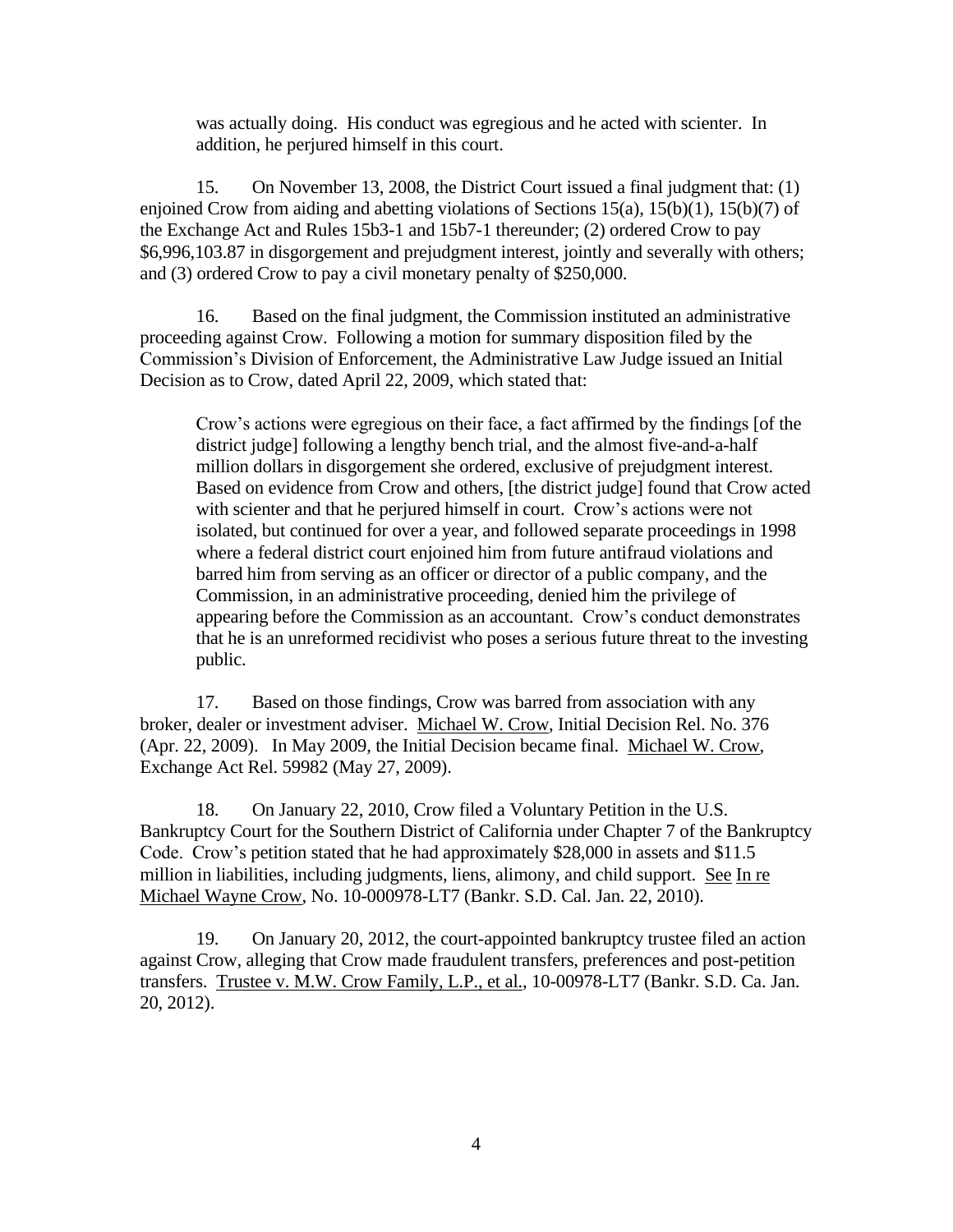> was actually doing. His conduct was egregious and he acted with scienter. In addition, he perjured himself in this court.

15. On November 13, 2008, the District Court issued a final judgment that: (1) enjoined Crow from aiding and abetting violations of Sections 15(a), 15(b)(1), 15(b)(7) of the Exchange Act and Rules 15b3-1 and 15b7-1 thereunder; (2) ordered Crow to pay $6,996,103.87 in disgorgement and prejudgment interest, jointly and severally with others; and (3) ordered Crow to pay a civil monetary penalty of $250,000.

16. Based on the final judgment, the Commission instituted an administrative proceeding against Crow. Following a motion for summary disposition filed by the Commission's Division of Enforcement, the Administrative Law Judge issued an Initial Decision as to Crow, dated April 22, 2009, which stated that:

> Crow's actions were egregious on their face, a fact affirmed by the findings [of the district judge] following a lengthy bench trial, and the almost five-and-a-half million dollars in disgorgement she ordered, exclusive of prejudgment interest. Based on evidence from Crow and others, [the district judge] found that Crow acted with scienter and that he perjured himself in court. Crow's actions were not isolated, but continued for over a year, and followed separate proceedings in 1998 where a federal district court enjoined him from future antifraud violations and barred him from serving as an officer or director of a public company, and the Commission, in an administrative proceeding, denied him the privilege of appearing before the Commission as an accountant. Crow's conduct demonstrates that he is an unreformed recidivist who poses a serious future threat to the investing public.

17. Based on those findings, Crow was barred from association with any broker, dealer or investment adviser. Michael W. Crow, Initial Decision Rel. No. 376 (Apr. 22, 2009). In May 2009, the Initial Decision became final. Michael W. Crow, Exchange Act Rel. 59982 (May 27, 2009).

18. On January 22, 2010, Crow filed a Voluntary Petition in the U.S. Bankruptcy Court for the Southern District of California under Chapter 7 of the Bankruptcy Code. Crow's petition stated that he had approximately $28,000 in assets and $11.5 million in liabilities, including judgments, liens, alimony, and child support. See In re Michael Wayne Crow, No. 10-000978-LT7 (Bankr. S.D. Cal. Jan. 22, 2010).

19. On January 20, 2012, the court-appointed bankruptcy trustee filed an action against Crow, alleging that Crow made fraudulent transfers, preferences and post-petition transfers. Trustee v. M.W. Crow Family, L.P., et al., 10-00978-LT7 (Bankr. S.D. Ca. Jan. 20, 2012).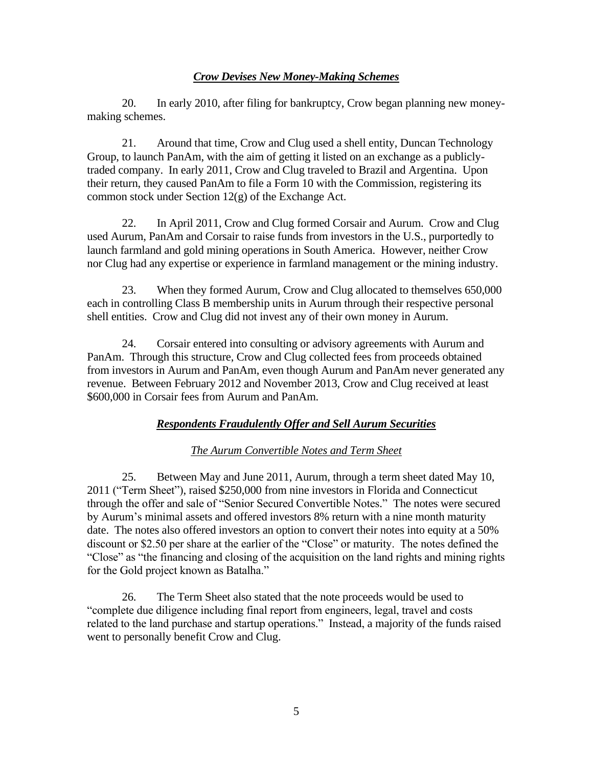### ***Crow Devises New Money-Making Schemes***

20. In early 2010, after filing for bankruptcy, Crow began planning new money-making schemes.

21. Around that time, Crow and Clug used a shell entity, Duncan Technology Group, to launch PanAm, with the aim of getting it listed on an exchange as a publicly-traded company. In early 2011, Crow and Clug traveled to Brazil and Argentina. Upon their return, they caused PanAm to file a Form 10 with the Commission, registering its common stock under Section 12(g) of the Exchange Act.

22. In April 2011, Crow and Clug formed Corsair and Aurum. Crow and Clug used Aurum, PanAm and Corsair to raise funds from investors in the U.S., purportedly to launch farmland and gold mining operations in South America. However, neither Crow nor Clug had any expertise or experience in farmland management or the mining industry.

23. When they formed Aurum, Crow and Clug allocated to themselves 650,000 each in controlling Class B membership units in Aurum through their respective personal shell entities. Crow and Clug did not invest any of their own money in Aurum.

24. Corsair entered into consulting or advisory agreements with Aurum and PanAm. Through this structure, Crow and Clug collected fees from proceeds obtained from investors in Aurum and PanAm, even though Aurum and PanAm never generated any revenue. Between February 2012 and November 2013, Crow and Clug received at least \$600,000 in Corsair fees from Aurum and PanAm.

### ***Respondents Fraudulently Offer and Sell Aurum Securities***

#### *The Aurum Convertible Notes and Term Sheet*

25. Between May and June 2011, Aurum, through a term sheet dated May 10, 2011 ("Term Sheet"), raised \$250,000 from nine investors in Florida and Connecticut through the offer and sale of "Senior Secured Convertible Notes." The notes were secured by Aurum's minimal assets and offered investors 8% return with a nine month maturity date. The notes also offered investors an option to convert their notes into equity at a 50% discount or \$2.50 per share at the earlier of the "Close" or maturity. The notes defined the "Close" as "the financing and closing of the acquisition on the land rights and mining rights for the Gold project known as Batalha."

26. The Term Sheet also stated that the note proceeds would be used to "complete due diligence including final report from engineers, legal, travel and costs related to the land purchase and startup operations." Instead, a majority of the funds raised went to personally benefit Crow and Clug.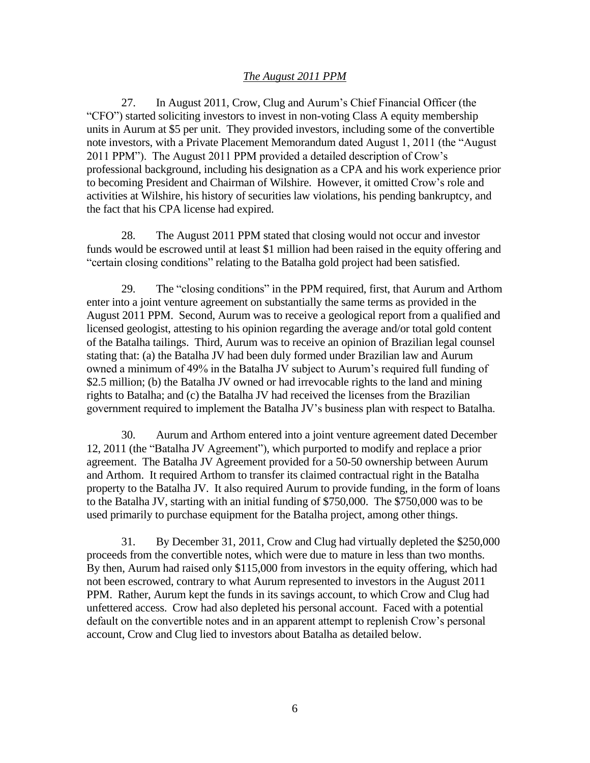*The August 2011 PPM*

27. In August 2011, Crow, Clug and Aurum's Chief Financial Officer (the "CFO") started soliciting investors to invest in non-voting Class A equity membership units in Aurum at $5 per unit. They provided investors, including some of the convertible note investors, with a Private Placement Memorandum dated August 1, 2011 (the "August 2011 PPM"). The August 2011 PPM provided a detailed description of Crow's professional background, including his designation as a CPA and his work experience prior to becoming President and Chairman of Wilshire. However, it omitted Crow's role and activities at Wilshire, his history of securities law violations, his pending bankruptcy, and the fact that his CPA license had expired.

28. The August 2011 PPM stated that closing would not occur and investor funds would be escrowed until at least $1 million had been raised in the equity offering and "certain closing conditions" relating to the Batalha gold project had been satisfied.

29. The "closing conditions" in the PPM required, first, that Aurum and Arthom enter into a joint venture agreement on substantially the same terms as provided in the August 2011 PPM. Second, Aurum was to receive a geological report from a qualified and licensed geologist, attesting to his opinion regarding the average and/or total gold content of the Batalha tailings. Third, Aurum was to receive an opinion of Brazilian legal counsel stating that: (a) the Batalha JV had been duly formed under Brazilian law and Aurum owned a minimum of 49% in the Batalha JV subject to Aurum's required full funding of $2.5 million; (b) the Batalha JV owned or had irrevocable rights to the land and mining rights to Batalha; and (c) the Batalha JV had received the licenses from the Brazilian government required to implement the Batalha JV's business plan with respect to Batalha.

30. Aurum and Arthom entered into a joint venture agreement dated December 12, 2011 (the "Batalha JV Agreement"), which purported to modify and replace a prior agreement. The Batalha JV Agreement provided for a 50-50 ownership between Aurum and Arthom. It required Arthom to transfer its claimed contractual right in the Batalha property to the Batalha JV. It also required Aurum to provide funding, in the form of loans to the Batalha JV, starting with an initial funding of $750,000. The $750,000 was to be used primarily to purchase equipment for the Batalha project, among other things.

31. By December 31, 2011, Crow and Clug had virtually depleted the $250,000 proceeds from the convertible notes, which were due to mature in less than two months. By then, Aurum had raised only $115,000 from investors in the equity offering, which had not been escrowed, contrary to what Aurum represented to investors in the August 2011 PPM. Rather, Aurum kept the funds in its savings account, to which Crow and Clug had unfettered access. Crow had also depleted his personal account. Faced with a potential default on the convertible notes and in an apparent attempt to replenish Crow's personal account, Crow and Clug lied to investors about Batalha as detailed below.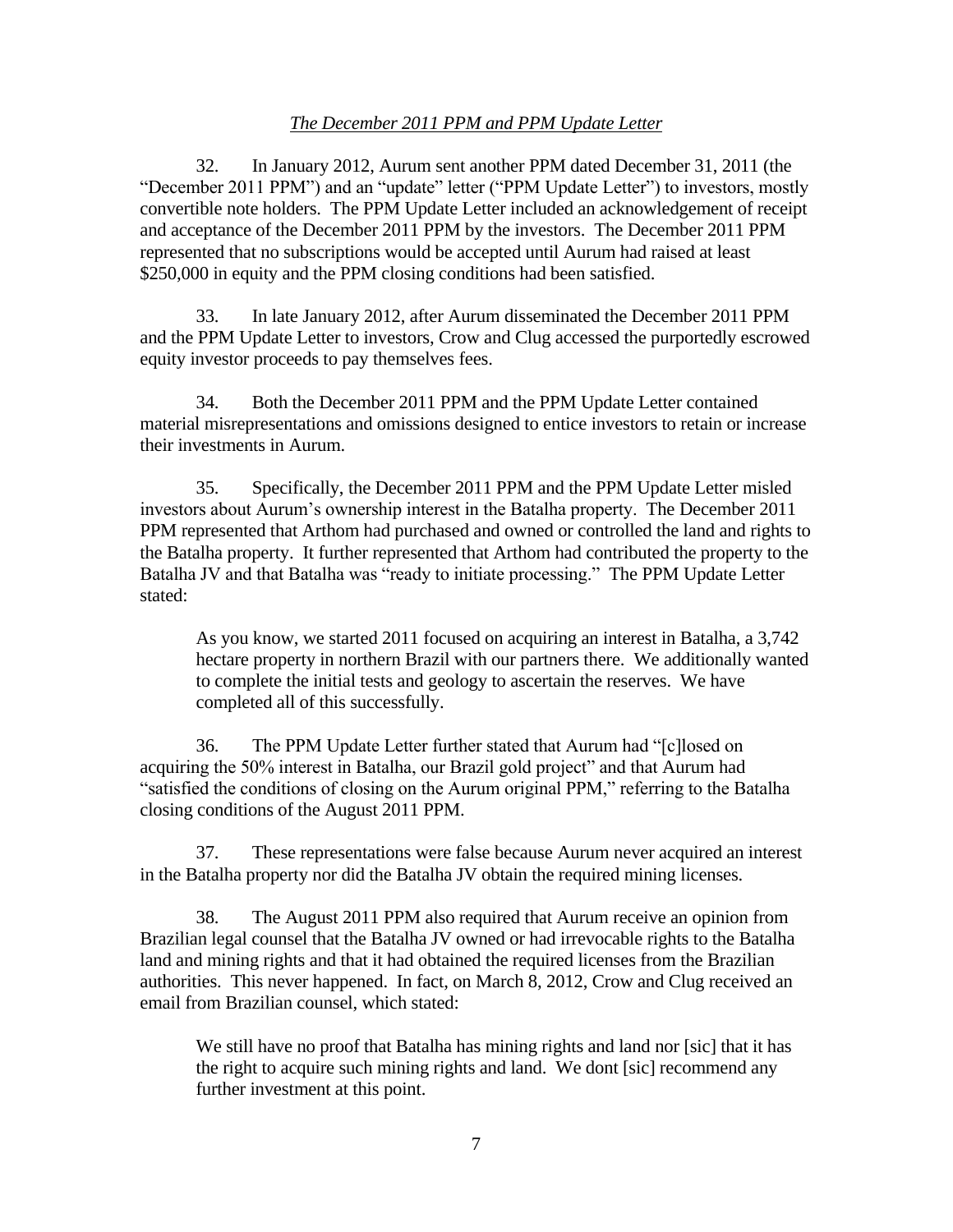*The December 2011 PPM and PPM Update Letter*

32. In January 2012, Aurum sent another PPM dated December 31, 2011 (the "December 2011 PPM") and an "update" letter ("PPM Update Letter") to investors, mostly convertible note holders. The PPM Update Letter included an acknowledgement of receipt and acceptance of the December 2011 PPM by the investors. The December 2011 PPM represented that no subscriptions would be accepted until Aurum had raised at least $250,000 in equity and the PPM closing conditions had been satisfied.

33. In late January 2012, after Aurum disseminated the December 2011 PPM and the PPM Update Letter to investors, Crow and Clug accessed the purportedly escrowed equity investor proceeds to pay themselves fees.

34. Both the December 2011 PPM and the PPM Update Letter contained material misrepresentations and omissions designed to entice investors to retain or increase their investments in Aurum.

35. Specifically, the December 2011 PPM and the PPM Update Letter misled investors about Aurum's ownership interest in the Batalha property. The December 2011 PPM represented that Arthom had purchased and owned or controlled the land and rights to the Batalha property. It further represented that Arthom had contributed the property to the Batalha JV and that Batalha was "ready to initiate processing." The PPM Update Letter stated:

> As you know, we started 2011 focused on acquiring an interest in Batalha, a 3,742 hectare property in northern Brazil with our partners there. We additionally wanted to complete the initial tests and geology to ascertain the reserves. We have completed all of this successfully.

36. The PPM Update Letter further stated that Aurum had "[c]losed on acquiring the 50% interest in Batalha, our Brazil gold project" and that Aurum had "satisfied the conditions of closing on the Aurum original PPM," referring to the Batalha closing conditions of the August 2011 PPM.

37. These representations were false because Aurum never acquired an interest in the Batalha property nor did the Batalha JV obtain the required mining licenses.

38. The August 2011 PPM also required that Aurum receive an opinion from Brazilian legal counsel that the Batalha JV owned or had irrevocable rights to the Batalha land and mining rights and that it had obtained the required licenses from the Brazilian authorities. This never happened. In fact, on March 8, 2012, Crow and Clug received an email from Brazilian counsel, which stated:

> We still have no proof that Batalha has mining rights and land nor [sic] that it has the right to acquire such mining rights and land. We dont [sic] recommend any further investment at this point.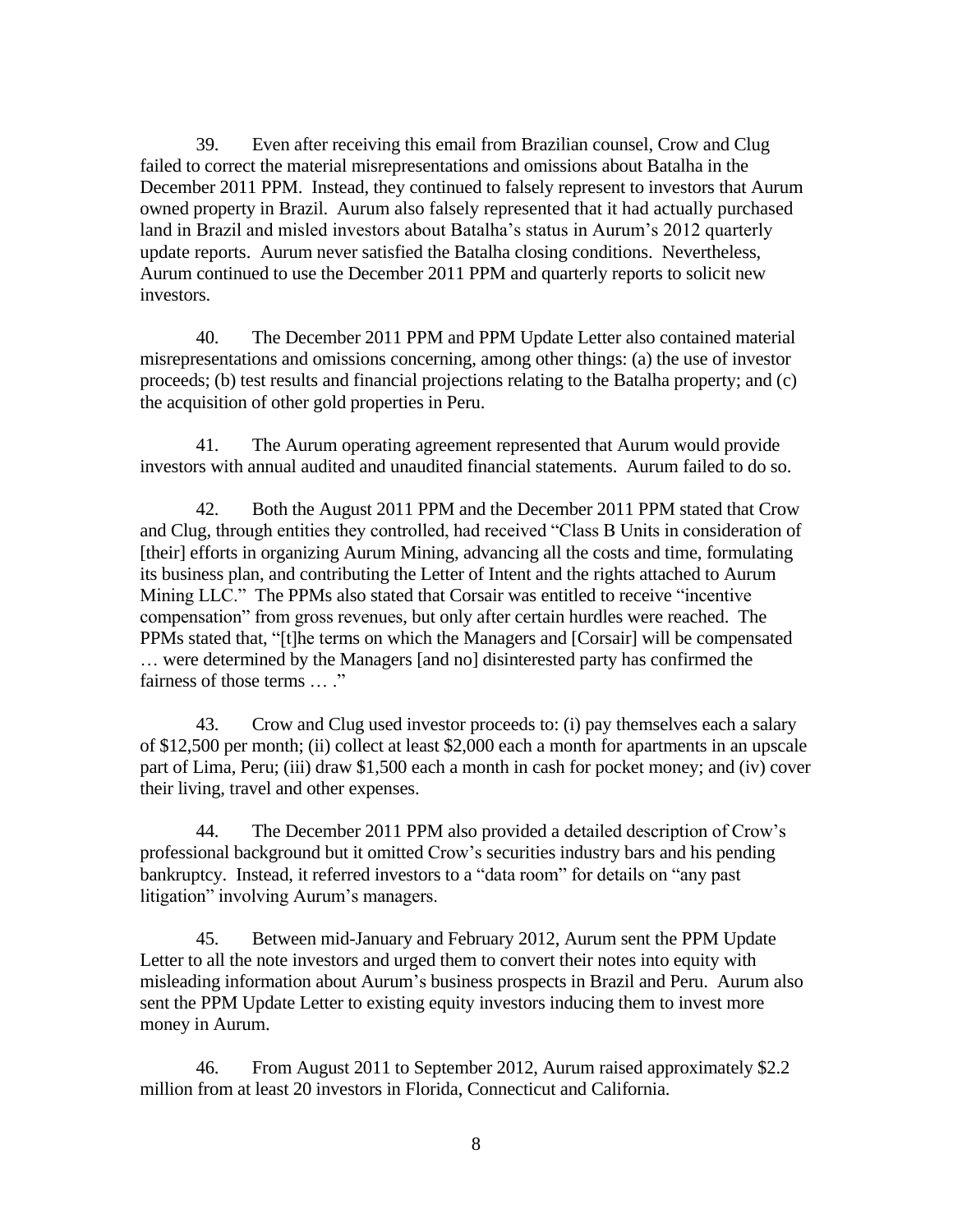39. Even after receiving this email from Brazilian counsel, Crow and Clug failed to correct the material misrepresentations and omissions about Batalha in the December 2011 PPM. Instead, they continued to falsely represent to investors that Aurum owned property in Brazil. Aurum also falsely represented that it had actually purchased land in Brazil and misled investors about Batalha's status in Aurum's 2012 quarterly update reports. Aurum never satisfied the Batalha closing conditions. Nevertheless, Aurum continued to use the December 2011 PPM and quarterly reports to solicit new investors.

40. The December 2011 PPM and PPM Update Letter also contained material misrepresentations and omissions concerning, among other things: (a) the use of investor proceeds; (b) test results and financial projections relating to the Batalha property; and (c) the acquisition of other gold properties in Peru.

41. The Aurum operating agreement represented that Aurum would provide investors with annual audited and unaudited financial statements. Aurum failed to do so.

42. Both the August 2011 PPM and the December 2011 PPM stated that Crow and Clug, through entities they controlled, had received "Class B Units in consideration of [their] efforts in organizing Aurum Mining, advancing all the costs and time, formulating its business plan, and contributing the Letter of Intent and the rights attached to Aurum Mining LLC." The PPMs also stated that Corsair was entitled to receive "incentive compensation" from gross revenues, but only after certain hurdles were reached. The PPMs stated that, "[t]he terms on which the Managers and [Corsair] will be compensated … were determined by the Managers [and no] disinterested party has confirmed the fairness of those terms … ."

43. Crow and Clug used investor proceeds to: (i) pay themselves each a salary of $12,500 per month; (ii) collect at least $2,000 each a month for apartments in an upscale part of Lima, Peru; (iii) draw $1,500 each a month in cash for pocket money; and (iv) cover their living, travel and other expenses.

44. The December 2011 PPM also provided a detailed description of Crow's professional background but it omitted Crow's securities industry bars and his pending bankruptcy. Instead, it referred investors to a "data room" for details on "any past litigation" involving Aurum's managers.

45. Between mid-January and February 2012, Aurum sent the PPM Update Letter to all the note investors and urged them to convert their notes into equity with misleading information about Aurum's business prospects in Brazil and Peru. Aurum also sent the PPM Update Letter to existing equity investors inducing them to invest more money in Aurum.

46. From August 2011 to September 2012, Aurum raised approximately $2.2 million from at least 20 investors in Florida, Connecticut and California.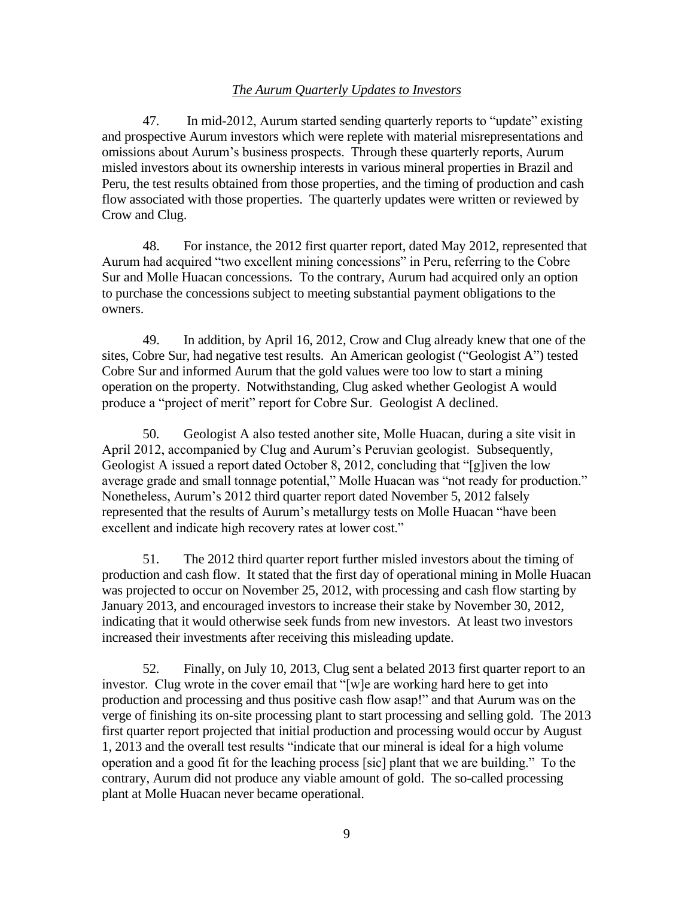*The Aurum Quarterly Updates to Investors*

47. In mid-2012, Aurum started sending quarterly reports to "update" existing and prospective Aurum investors which were replete with material misrepresentations and omissions about Aurum's business prospects. Through these quarterly reports, Aurum misled investors about its ownership interests in various mineral properties in Brazil and Peru, the test results obtained from those properties, and the timing of production and cash flow associated with those properties. The quarterly updates were written or reviewed by Crow and Clug.

48. For instance, the 2012 first quarter report, dated May 2012, represented that Aurum had acquired "two excellent mining concessions" in Peru, referring to the Cobre Sur and Molle Huacan concessions. To the contrary, Aurum had acquired only an option to purchase the concessions subject to meeting substantial payment obligations to the owners.

49. In addition, by April 16, 2012, Crow and Clug already knew that one of the sites, Cobre Sur, had negative test results. An American geologist ("Geologist A") tested Cobre Sur and informed Aurum that the gold values were too low to start a mining operation on the property. Notwithstanding, Clug asked whether Geologist A would produce a "project of merit" report for Cobre Sur. Geologist A declined.

50. Geologist A also tested another site, Molle Huacan, during a site visit in April 2012, accompanied by Clug and Aurum's Peruvian geologist. Subsequently, Geologist A issued a report dated October 8, 2012, concluding that "[g]iven the low average grade and small tonnage potential," Molle Huacan was "not ready for production." Nonetheless, Aurum's 2012 third quarter report dated November 5, 2012 falsely represented that the results of Aurum's metallurgy tests on Molle Huacan "have been excellent and indicate high recovery rates at lower cost."

51. The 2012 third quarter report further misled investors about the timing of production and cash flow. It stated that the first day of operational mining in Molle Huacan was projected to occur on November 25, 2012, with processing and cash flow starting by January 2013, and encouraged investors to increase their stake by November 30, 2012, indicating that it would otherwise seek funds from new investors. At least two investors increased their investments after receiving this misleading update.

52. Finally, on July 10, 2013, Clug sent a belated 2013 first quarter report to an investor. Clug wrote in the cover email that "[w]e are working hard here to get into production and processing and thus positive cash flow asap!" and that Aurum was on the verge of finishing its on-site processing plant to start processing and selling gold. The 2013 first quarter report projected that initial production and processing would occur by August 1, 2013 and the overall test results "indicate that our mineral is ideal for a high volume operation and a good fit for the leaching process [sic] plant that we are building." To the contrary, Aurum did not produce any viable amount of gold. The so-called processing plant at Molle Huacan never became operational.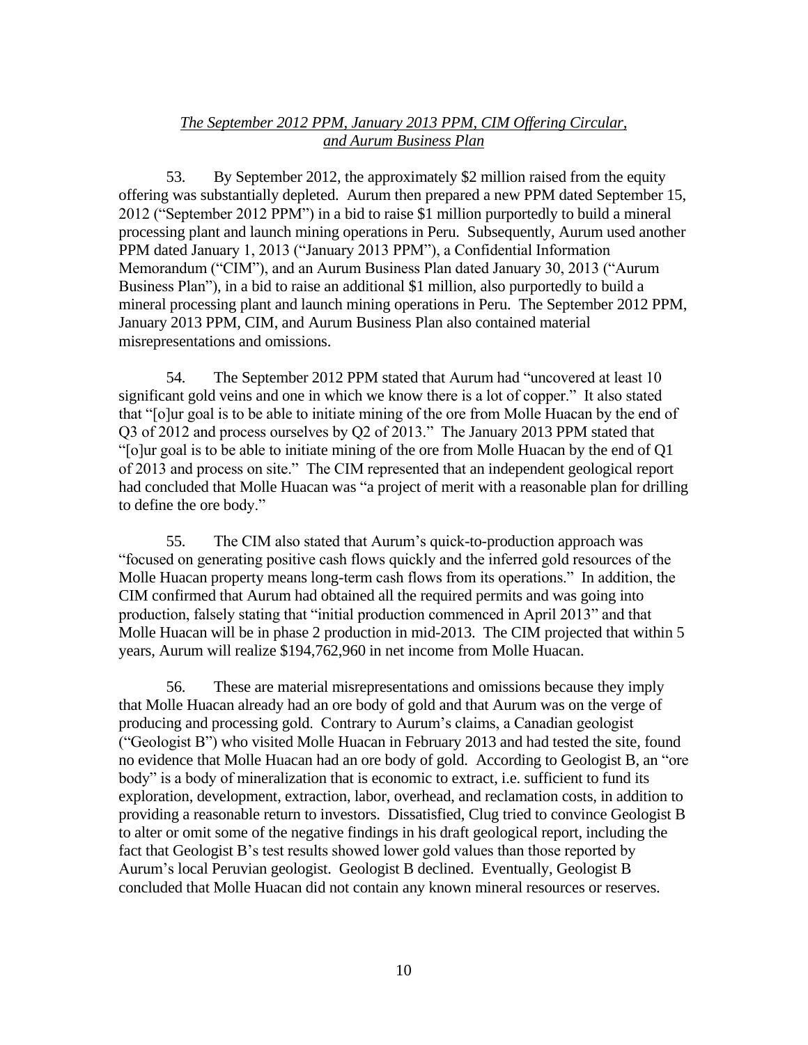*The September 2012 PPM, January 2013 PPM, CIM Offering Circular, and Aurum Business Plan*

53. By September 2012, the approximately $2 million raised from the equity offering was substantially depleted. Aurum then prepared a new PPM dated September 15, 2012 ("September 2012 PPM") in a bid to raise $1 million purportedly to build a mineral processing plant and launch mining operations in Peru. Subsequently, Aurum used another PPM dated January 1, 2013 ("January 2013 PPM"), a Confidential Information Memorandum ("CIM"), and an Aurum Business Plan dated January 30, 2013 ("Aurum Business Plan"), in a bid to raise an additional $1 million, also purportedly to build a mineral processing plant and launch mining operations in Peru. The September 2012 PPM, January 2013 PPM, CIM, and Aurum Business Plan also contained material misrepresentations and omissions.

54. The September 2012 PPM stated that Aurum had "uncovered at least 10 significant gold veins and one in which we know there is a lot of copper." It also stated that "[o]ur goal is to be able to initiate mining of the ore from Molle Huacan by the end of Q3 of 2012 and process ourselves by Q2 of 2013." The January 2013 PPM stated that "[o]ur goal is to be able to initiate mining of the ore from Molle Huacan by the end of Q1 of 2013 and process on site." The CIM represented that an independent geological report had concluded that Molle Huacan was "a project of merit with a reasonable plan for drilling to define the ore body."

55. The CIM also stated that Aurum's quick-to-production approach was "focused on generating positive cash flows quickly and the inferred gold resources of the Molle Huacan property means long-term cash flows from its operations." In addition, the CIM confirmed that Aurum had obtained all the required permits and was going into production, falsely stating that "initial production commenced in April 2013" and that Molle Huacan will be in phase 2 production in mid-2013. The CIM projected that within 5 years, Aurum will realize $194,762,960 in net income from Molle Huacan.

56. These are material misrepresentations and omissions because they imply that Molle Huacan already had an ore body of gold and that Aurum was on the verge of producing and processing gold. Contrary to Aurum's claims, a Canadian geologist ("Geologist B") who visited Molle Huacan in February 2013 and had tested the site, found no evidence that Molle Huacan had an ore body of gold. According to Geologist B, an "ore body" is a body of mineralization that is economic to extract, i.e. sufficient to fund its exploration, development, extraction, labor, overhead, and reclamation costs, in addition to providing a reasonable return to investors. Dissatisfied, Clug tried to convince Geologist B to alter or omit some of the negative findings in his draft geological report, including the fact that Geologist B's test results showed lower gold values than those reported by Aurum's local Peruvian geologist. Geologist B declined. Eventually, Geologist B concluded that Molle Huacan did not contain any known mineral resources or reserves.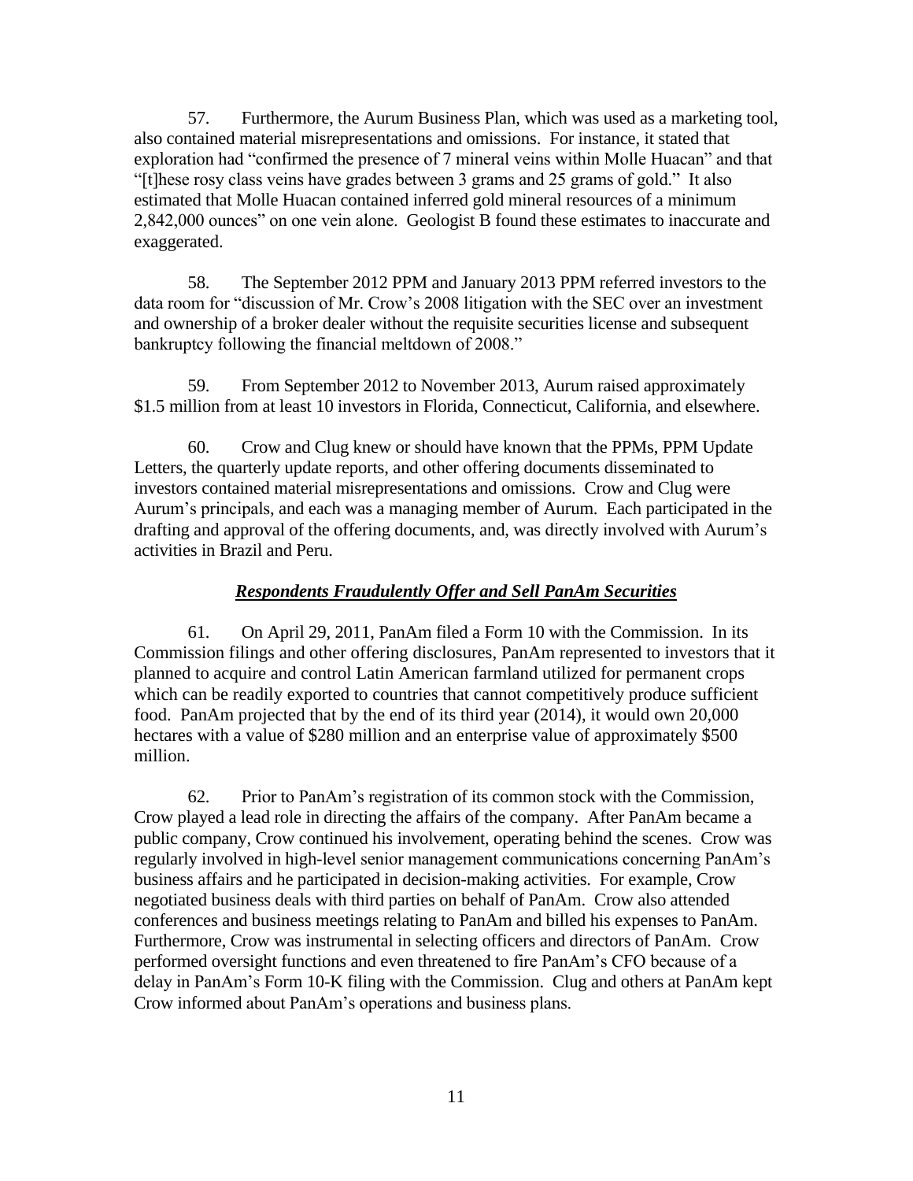57. Furthermore, the Aurum Business Plan, which was used as a marketing tool, also contained material misrepresentations and omissions. For instance, it stated that exploration had "confirmed the presence of 7 mineral veins within Molle Huacan" and that "[t]hese rosy class veins have grades between 3 grams and 25 grams of gold." It also estimated that Molle Huacan contained inferred gold mineral resources of a minimum 2,842,000 ounces" on one vein alone. Geologist B found these estimates to inaccurate and exaggerated.

58. The September 2012 PPM and January 2013 PPM referred investors to the data room for "discussion of Mr. Crow's 2008 litigation with the SEC over an investment and ownership of a broker dealer without the requisite securities license and subsequent bankruptcy following the financial meltdown of 2008."

59. From September 2012 to November 2013, Aurum raised approximately $1.5 million from at least 10 investors in Florida, Connecticut, California, and elsewhere.

60. Crow and Clug knew or should have known that the PPMs, PPM Update Letters, the quarterly update reports, and other offering documents disseminated to investors contained material misrepresentations and omissions. Crow and Clug were Aurum's principals, and each was a managing member of Aurum. Each participated in the drafting and approval of the offering documents, and, was directly involved with Aurum's activities in Brazil and Peru.

***Respondents Fraudulently Offer and Sell PanAm Securities***

61. On April 29, 2011, PanAm filed a Form 10 with the Commission. In its Commission filings and other offering disclosures, PanAm represented to investors that it planned to acquire and control Latin American farmland utilized for permanent crops which can be readily exported to countries that cannot competitively produce sufficient food. PanAm projected that by the end of its third year (2014), it would own 20,000 hectares with a value of $280 million and an enterprise value of approximately $500 million.

62. Prior to PanAm's registration of its common stock with the Commission, Crow played a lead role in directing the affairs of the company. After PanAm became a public company, Crow continued his involvement, operating behind the scenes. Crow was regularly involved in high-level senior management communications concerning PanAm's business affairs and he participated in decision-making activities. For example, Crow negotiated business deals with third parties on behalf of PanAm. Crow also attended conferences and business meetings relating to PanAm and billed his expenses to PanAm. Furthermore, Crow was instrumental in selecting officers and directors of PanAm. Crow performed oversight functions and even threatened to fire PanAm's CFO because of a delay in PanAm's Form 10-K filing with the Commission. Clug and others at PanAm kept Crow informed about PanAm's operations and business plans.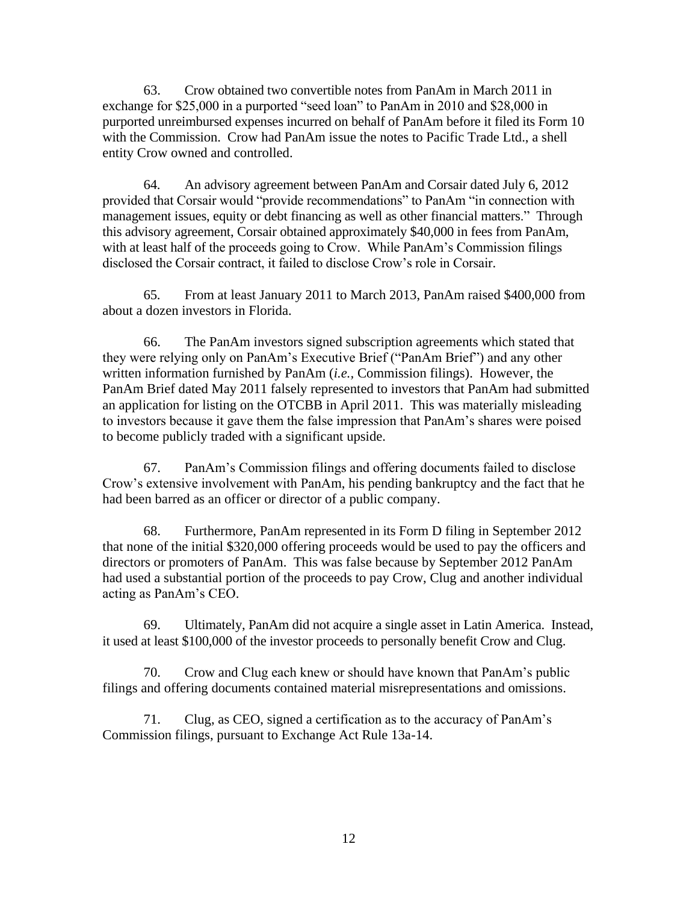63. Crow obtained two convertible notes from PanAm in March 2011 in exchange for $25,000 in a purported "seed loan" to PanAm in 2010 and $28,000 in purported unreimbursed expenses incurred on behalf of PanAm before it filed its Form 10 with the Commission. Crow had PanAm issue the notes to Pacific Trade Ltd., a shell entity Crow owned and controlled.

64. An advisory agreement between PanAm and Corsair dated July 6, 2012 provided that Corsair would "provide recommendations" to PanAm "in connection with management issues, equity or debt financing as well as other financial matters." Through this advisory agreement, Corsair obtained approximately $40,000 in fees from PanAm, with at least half of the proceeds going to Crow. While PanAm's Commission filings disclosed the Corsair contract, it failed to disclose Crow's role in Corsair.

65. From at least January 2011 to March 2013, PanAm raised $400,000 from about a dozen investors in Florida.

66. The PanAm investors signed subscription agreements which stated that they were relying only on PanAm's Executive Brief ("PanAm Brief") and any other written information furnished by PanAm (*i.e.,* Commission filings). However, the PanAm Brief dated May 2011 falsely represented to investors that PanAm had submitted an application for listing on the OTCBB in April 2011. This was materially misleading to investors because it gave them the false impression that PanAm's shares were poised to become publicly traded with a significant upside.

67. PanAm's Commission filings and offering documents failed to disclose Crow's extensive involvement with PanAm, his pending bankruptcy and the fact that he had been barred as an officer or director of a public company.

68. Furthermore, PanAm represented in its Form D filing in September 2012 that none of the initial $320,000 offering proceeds would be used to pay the officers and directors or promoters of PanAm. This was false because by September 2012 PanAm had used a substantial portion of the proceeds to pay Crow, Clug and another individual acting as PanAm's CEO.

69. Ultimately, PanAm did not acquire a single asset in Latin America. Instead, it used at least $100,000 of the investor proceeds to personally benefit Crow and Clug.

70. Crow and Clug each knew or should have known that PanAm's public filings and offering documents contained material misrepresentations and omissions.

71. Clug, as CEO, signed a certification as to the accuracy of PanAm's Commission filings, pursuant to Exchange Act Rule 13a-14.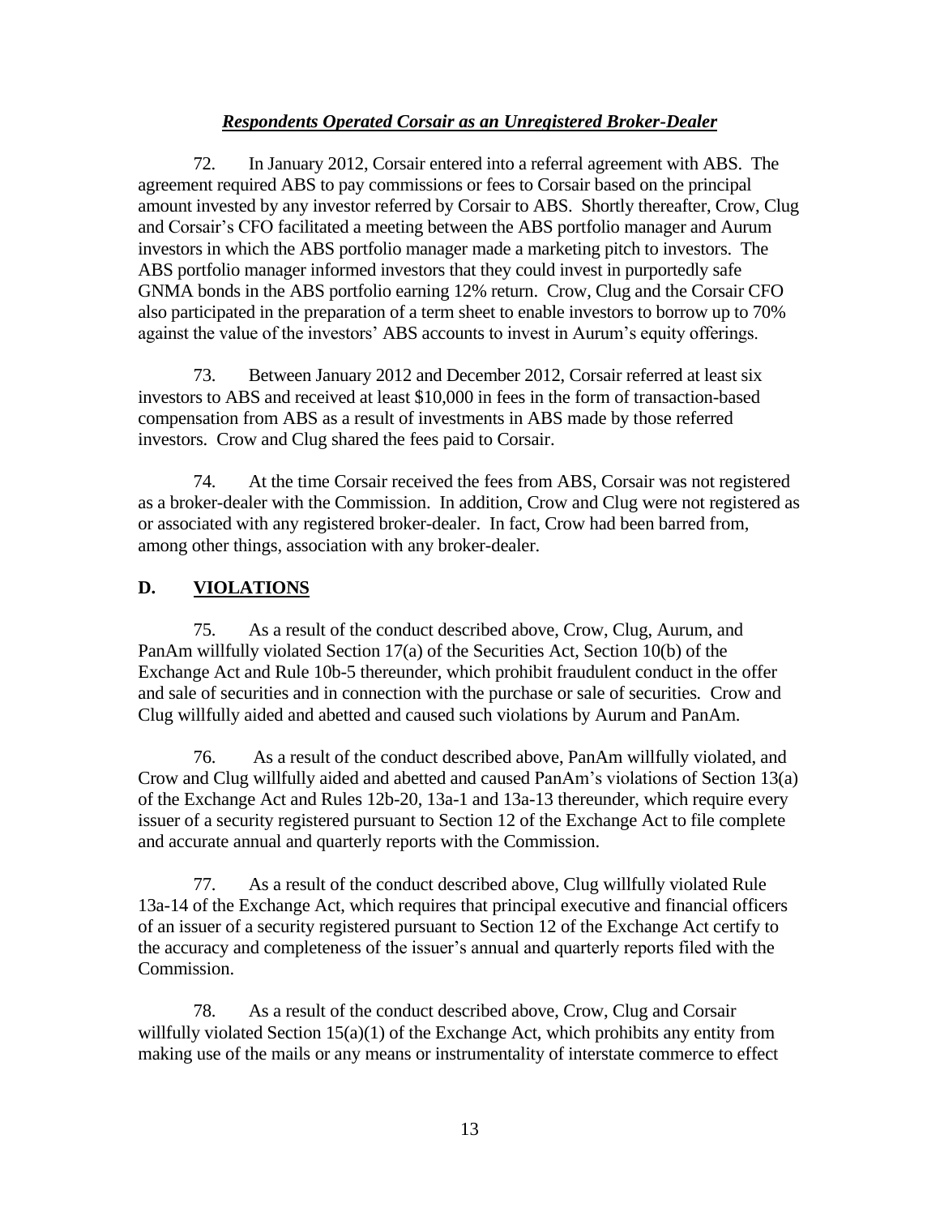***Respondents Operated Corsair as an Unregistered Broker-Dealer***

72. In January 2012, Corsair entered into a referral agreement with ABS. The agreement required ABS to pay commissions or fees to Corsair based on the principal amount invested by any investor referred by Corsair to ABS. Shortly thereafter, Crow, Clug and Corsair's CFO facilitated a meeting between the ABS portfolio manager and Aurum investors in which the ABS portfolio manager made a marketing pitch to investors. The ABS portfolio manager informed investors that they could invest in purportedly safe GNMA bonds in the ABS portfolio earning 12% return. Crow, Clug and the Corsair CFO also participated in the preparation of a term sheet to enable investors to borrow up to 70% against the value of the investors' ABS accounts to invest in Aurum's equity offerings.

73. Between January 2012 and December 2012, Corsair referred at least six investors to ABS and received at least $10,000 in fees in the form of transaction-based compensation from ABS as a result of investments in ABS made by those referred investors. Crow and Clug shared the fees paid to Corsair.

74. At the time Corsair received the fees from ABS, Corsair was not registered as a broker-dealer with the Commission. In addition, Crow and Clug were not registered as or associated with any registered broker-dealer. In fact, Crow had been barred from, among other things, association with any broker-dealer.

## D. VIOLATIONS

75. As a result of the conduct described above, Crow, Clug, Aurum, and PanAm willfully violated Section 17(a) of the Securities Act, Section 10(b) of the Exchange Act and Rule 10b-5 thereunder, which prohibit fraudulent conduct in the offer and sale of securities and in connection with the purchase or sale of securities. Crow and Clug willfully aided and abetted and caused such violations by Aurum and PanAm.

76. As a result of the conduct described above, PanAm willfully violated, and Crow and Clug willfully aided and abetted and caused PanAm's violations of Section 13(a) of the Exchange Act and Rules 12b-20, 13a-1 and 13a-13 thereunder, which require every issuer of a security registered pursuant to Section 12 of the Exchange Act to file complete and accurate annual and quarterly reports with the Commission.

77. As a result of the conduct described above, Clug willfully violated Rule 13a-14 of the Exchange Act, which requires that principal executive and financial officers of an issuer of a security registered pursuant to Section 12 of the Exchange Act certify to the accuracy and completeness of the issuer's annual and quarterly reports filed with the Commission.

78. As a result of the conduct described above, Crow, Clug and Corsair willfully violated Section 15(a)(1) of the Exchange Act, which prohibits any entity from making use of the mails or any means or instrumentality of interstate commerce to effect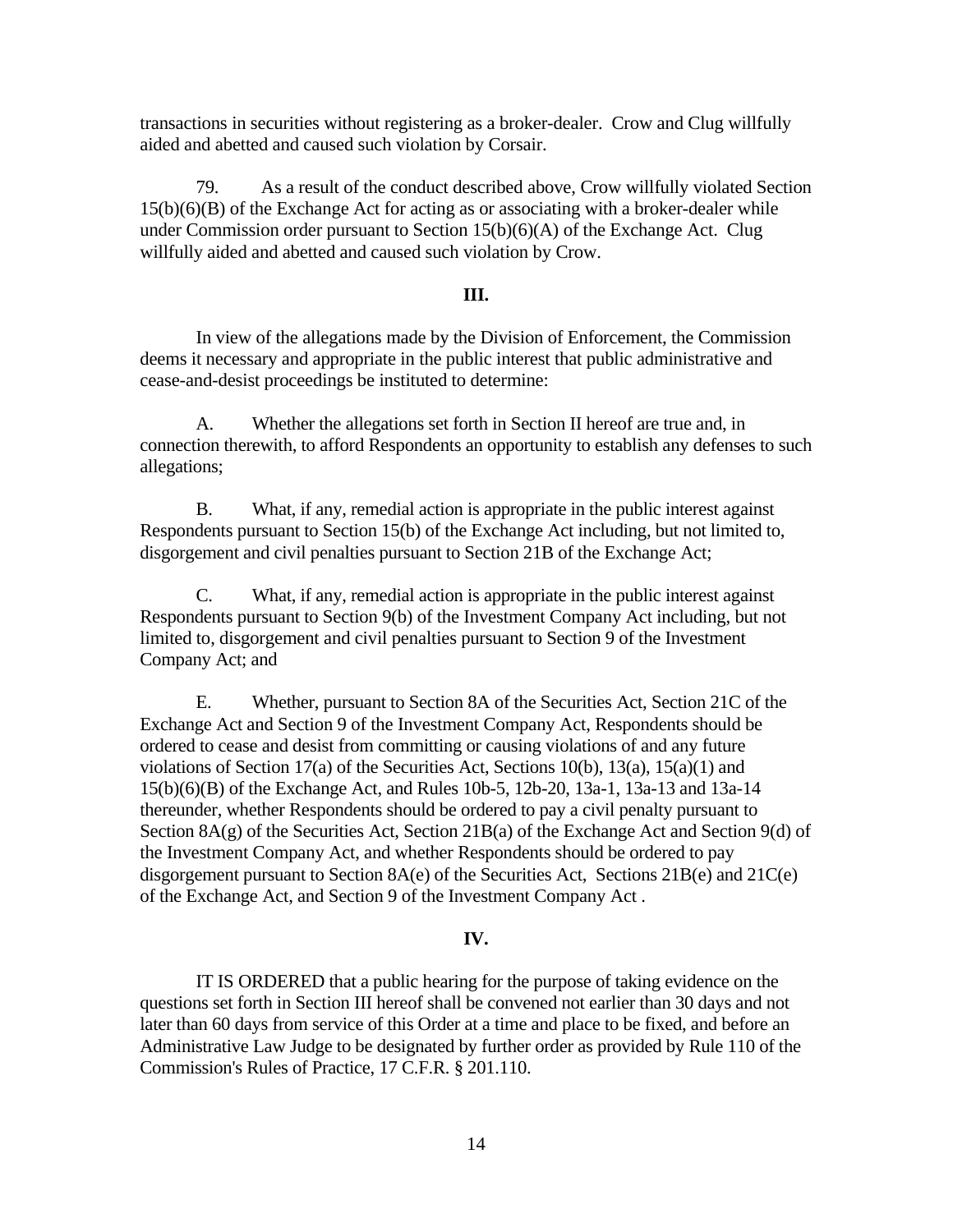transactions in securities without registering as a broker-dealer. Crow and Clug willfully aided and abetted and caused such violation by Corsair.

79. As a result of the conduct described above, Crow willfully violated Section 15(b)(6)(B) of the Exchange Act for acting as or associating with a broker-dealer while under Commission order pursuant to Section 15(b)(6)(A) of the Exchange Act. Clug willfully aided and abetted and caused such violation by Crow.

**III.**

In view of the allegations made by the Division of Enforcement, the Commission deems it necessary and appropriate in the public interest that public administrative and cease-and-desist proceedings be instituted to determine:

A. Whether the allegations set forth in Section II hereof are true and, in connection therewith, to afford Respondents an opportunity to establish any defenses to such allegations;

B. What, if any, remedial action is appropriate in the public interest against Respondents pursuant to Section 15(b) of the Exchange Act including, but not limited to, disgorgement and civil penalties pursuant to Section 21B of the Exchange Act;

C. What, if any, remedial action is appropriate in the public interest against Respondents pursuant to Section 9(b) of the Investment Company Act including, but not limited to, disgorgement and civil penalties pursuant to Section 9 of the Investment Company Act; and

E. Whether, pursuant to Section 8A of the Securities Act, Section 21C of the Exchange Act and Section 9 of the Investment Company Act, Respondents should be ordered to cease and desist from committing or causing violations of and any future violations of Section 17(a) of the Securities Act, Sections 10(b), 13(a), 15(a)(1) and 15(b)(6)(B) of the Exchange Act, and Rules 10b-5, 12b-20, 13a-1, 13a-13 and 13a-14 thereunder, whether Respondents should be ordered to pay a civil penalty pursuant to Section 8A(g) of the Securities Act, Section 21B(a) of the Exchange Act and Section 9(d) of the Investment Company Act, and whether Respondents should be ordered to pay disgorgement pursuant to Section 8A(e) of the Securities Act, Sections 21B(e) and 21C(e) of the Exchange Act, and Section 9 of the Investment Company Act .

**IV.**

IT IS ORDERED that a public hearing for the purpose of taking evidence on the questions set forth in Section III hereof shall be convened not earlier than 30 days and not later than 60 days from service of this Order at a time and place to be fixed, and before an Administrative Law Judge to be designated by further order as provided by Rule 110 of the Commission's Rules of Practice, 17 C.F.R. § 201.110.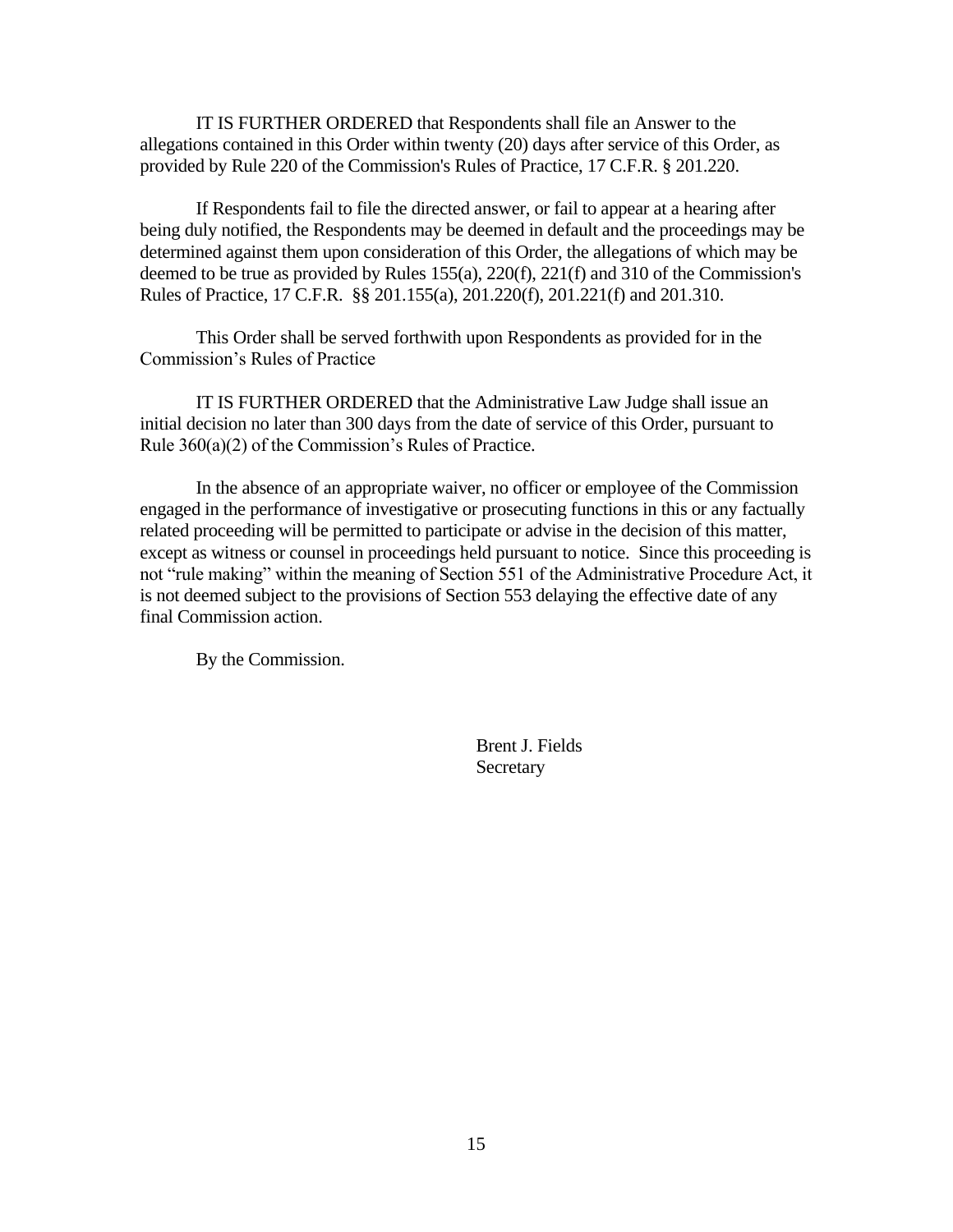IT IS FURTHER ORDERED that Respondents shall file an Answer to the allegations contained in this Order within twenty (20) days after service of this Order, as provided by Rule 220 of the Commission's Rules of Practice, 17 C.F.R. § 201.220.

If Respondents fail to file the directed answer, or fail to appear at a hearing after being duly notified, the Respondents may be deemed in default and the proceedings may be determined against them upon consideration of this Order, the allegations of which may be deemed to be true as provided by Rules 155(a), 220(f), 221(f) and 310 of the Commission's Rules of Practice, 17 C.F.R. §§ 201.155(a), 201.220(f), 201.221(f) and 201.310.

This Order shall be served forthwith upon Respondents as provided for in the Commission's Rules of Practice

IT IS FURTHER ORDERED that the Administrative Law Judge shall issue an initial decision no later than 300 days from the date of service of this Order, pursuant to Rule 360(a)(2) of the Commission's Rules of Practice.

In the absence of an appropriate waiver, no officer or employee of the Commission engaged in the performance of investigative or prosecuting functions in this or any factually related proceeding will be permitted to participate or advise in the decision of this matter, except as witness or counsel in proceedings held pursuant to notice. Since this proceeding is not "rule making" within the meaning of Section 551 of the Administrative Procedure Act, it is not deemed subject to the provisions of Section 553 delaying the effective date of any final Commission action.

By the Commission.

Brent J. Fields
Secretary